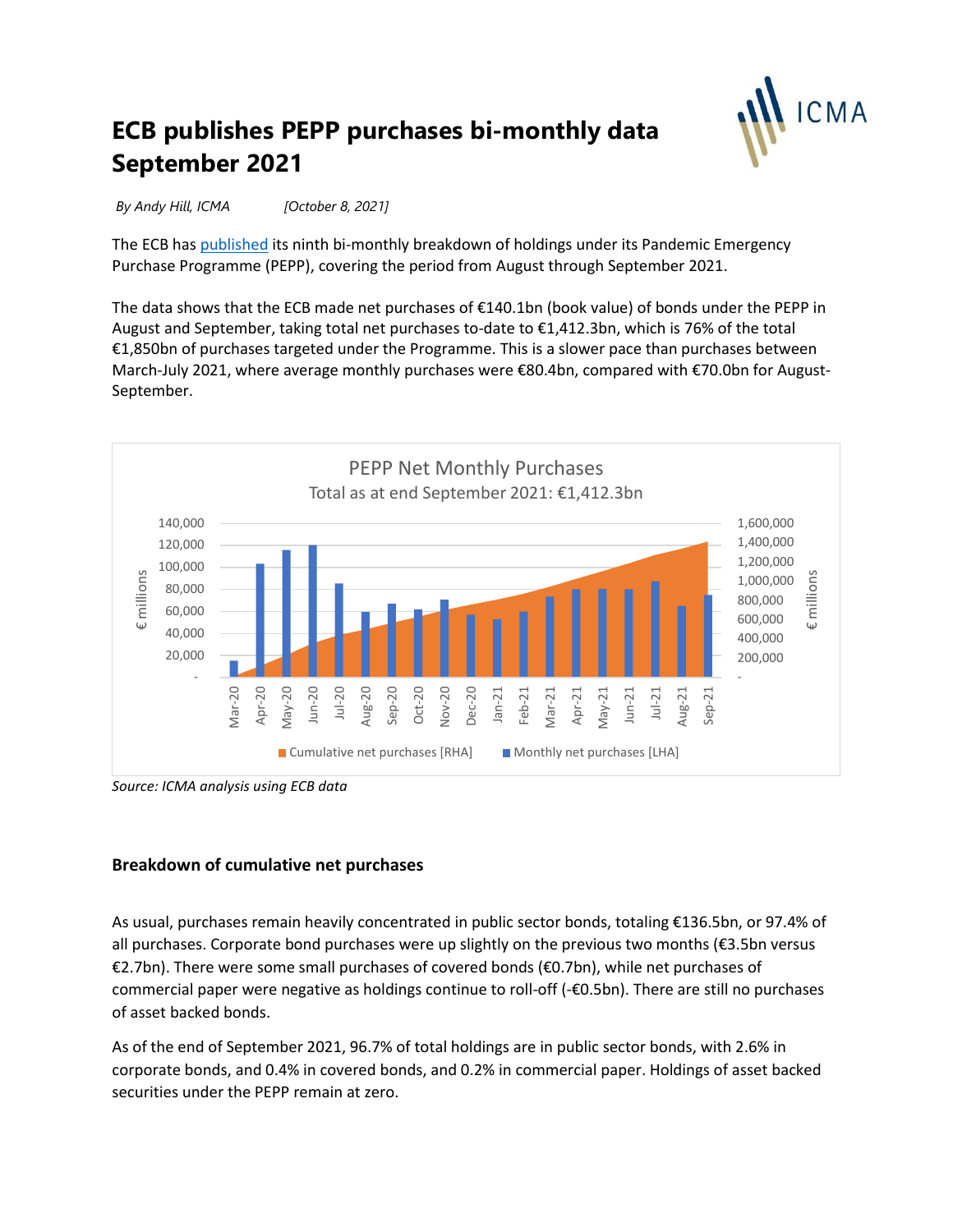# ECB publishes PEPP purchases bi-monthly data September 2021

*By Andy Hill, ICMA* *[October 8, 2021]*

The ECB has published its ninth bi-monthly breakdown of holdings under its Pandemic Emergency Purchase Programme (PEPP), covering the period from August through September 2021.

The data shows that the ECB made net purchases of €140.1bn (book value) of bonds under the PEPP in August and September, taking total net purchases to-date to €1,412.3bn, which is 76% of the total €1,850bn of purchases targeted under the Programme. This is a slower pace than purchases between March-July 2021, where average monthly purchases were €80.4bn, compared with €70.0bn for August-September.

PEPP Net Monthly Purchases

Total as at end September 2021: €1,412.3bn

*Source: ICMA analysis using ECB data*

## Breakdown of cumulative net purchases

As usual, purchases remain heavily concentrated in public sector bonds, totaling €136.5bn, or 97.4% of all purchases. Corporate bond purchases were up slightly on the previous two months (€3.5bn versus €2.7bn). There were some small purchases of covered bonds (€0.7bn), while net purchases of commercial paper were negative as holdings continue to roll-off (-€0.5bn). There are still no purchases of asset backed bonds.

As of the end of September 2021, 96.7% of total holdings are in public sector bonds, with 2.6% in corporate bonds, and 0.4% in covered bonds, and 0.2% in commercial paper. Holdings of asset backed securities under the PEPP remain at zero.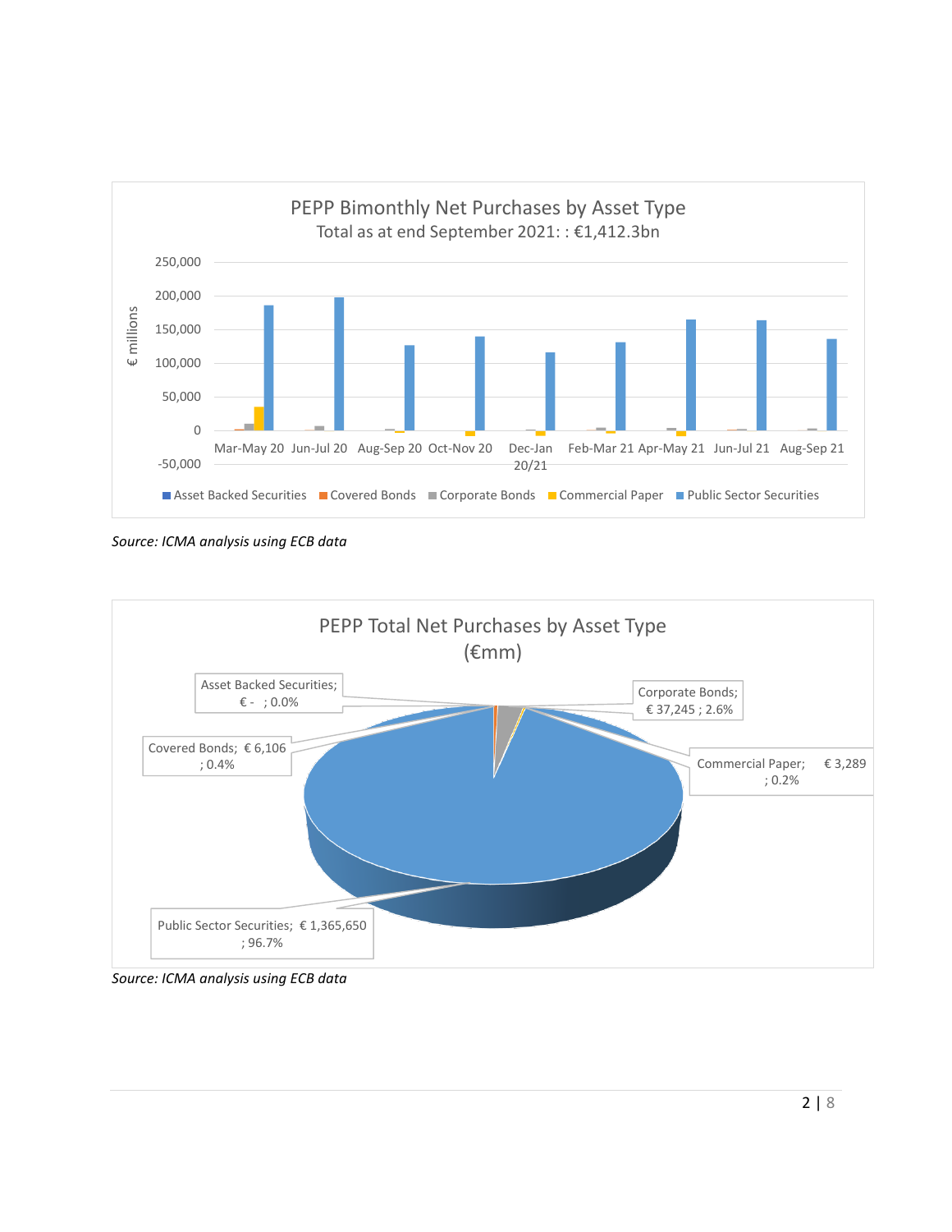PEPP Bimonthly Net Purchases by Asset Type

Total as at end September 2021: : €1,412.3bn

Source: ICMA analysis using ECB data

PEPP Total Net Purchases by Asset Type (€mm)

| Asset Type | €mm | Share |
|---|---|---|
| Asset Backed Securities | € - | 0.0% |
| Covered Bonds | € 6,106 | 0.4% |
| Corporate Bonds | € 37,245 | 2.6% |
| Commercial Paper | € 3,289 | 0.2% |
| Public Sector Securities | € 1,365,650 | 96.7% |

Source: ICMA analysis using ECB data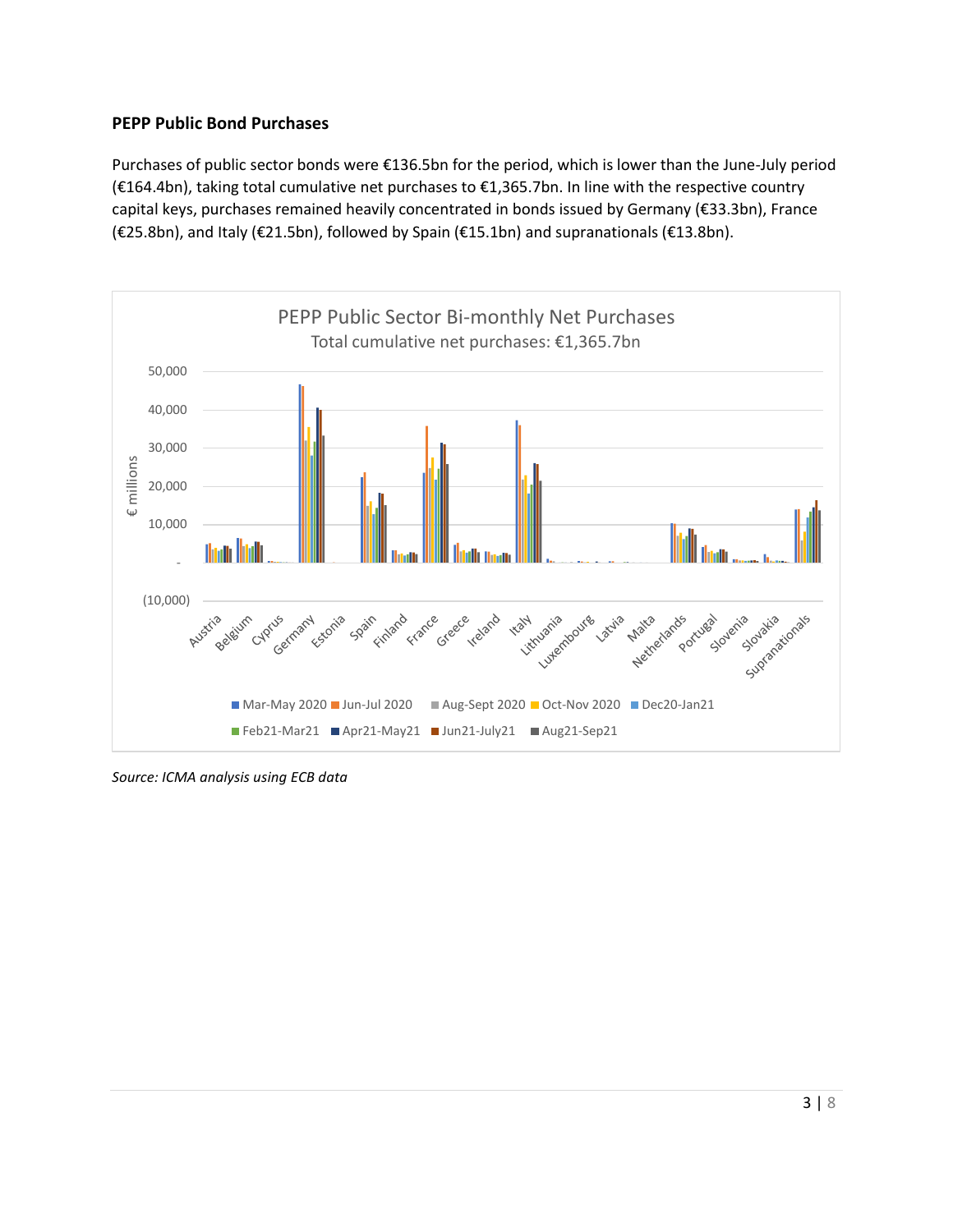**PEPP Public Bond Purchases**

Purchases of public sector bonds were €136.5bn for the period, which is lower than the June-July period (€164.4bn), taking total cumulative net purchases to €1,365.7bn. In line with the respective country capital keys, purchases remained heavily concentrated in bonds issued by Germany (€33.3bn), France (€25.8bn), and Italy (€21.5bn), followed by Spain (€15.1bn) and supranationals (€13.8bn).

PEPP Public Sector Bi-monthly Net Purchases
Total cumulative net purchases: €1,365.7bn

*Source: ICMA analysis using ECB data*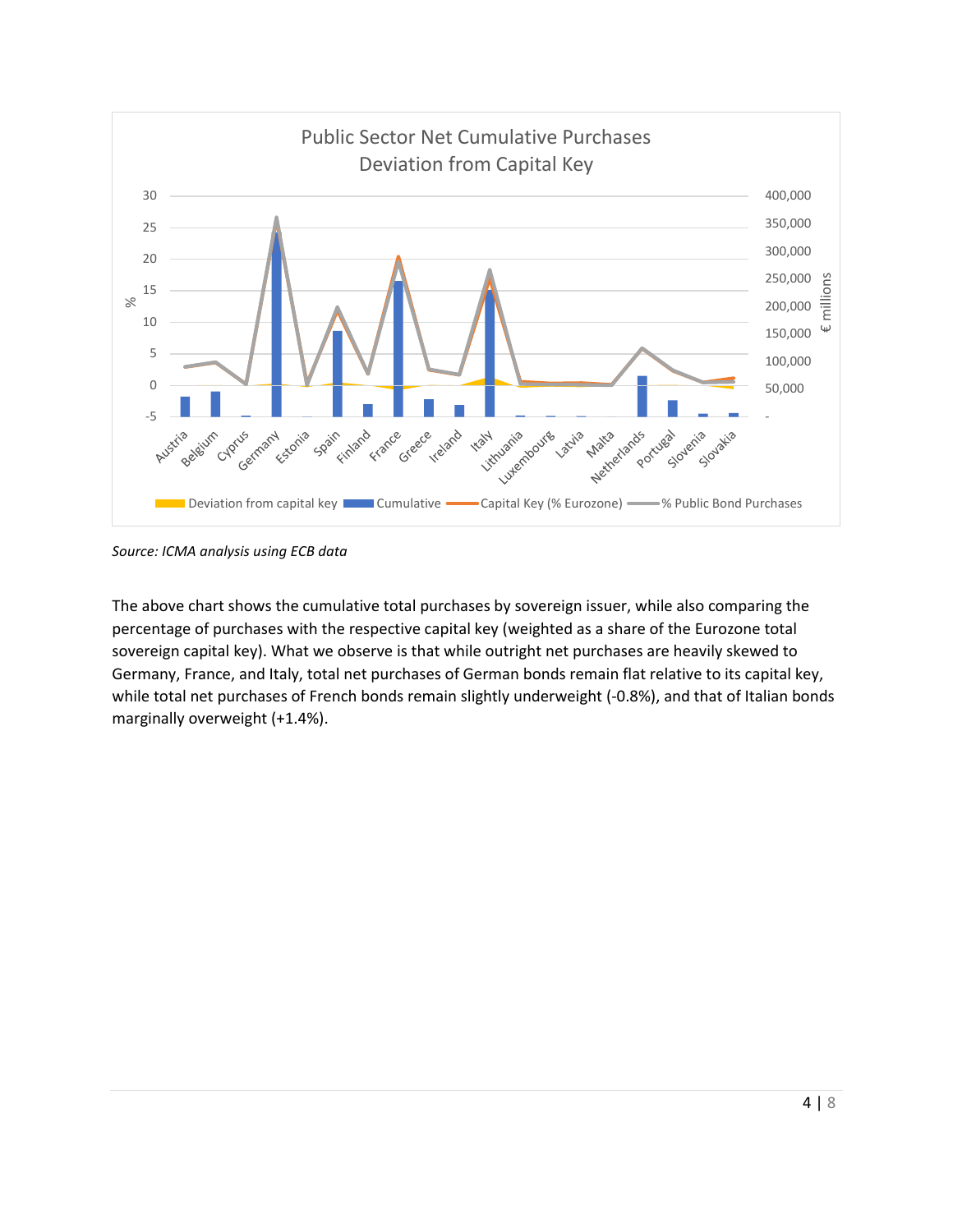Source: ICMA analysis using ECB data

The above chart shows the cumulative total purchases by sovereign issuer, while also comparing the percentage of purchases with the respective capital key (weighted as a share of the Eurozone total sovereign capital key). What we observe is that while outright net purchases are heavily skewed to Germany, France, and Italy, total net purchases of German bonds remain flat relative to its capital key, while total net purchases of French bonds remain slightly underweight (-0.8%), and that of Italian bonds marginally overweight (+1.4%).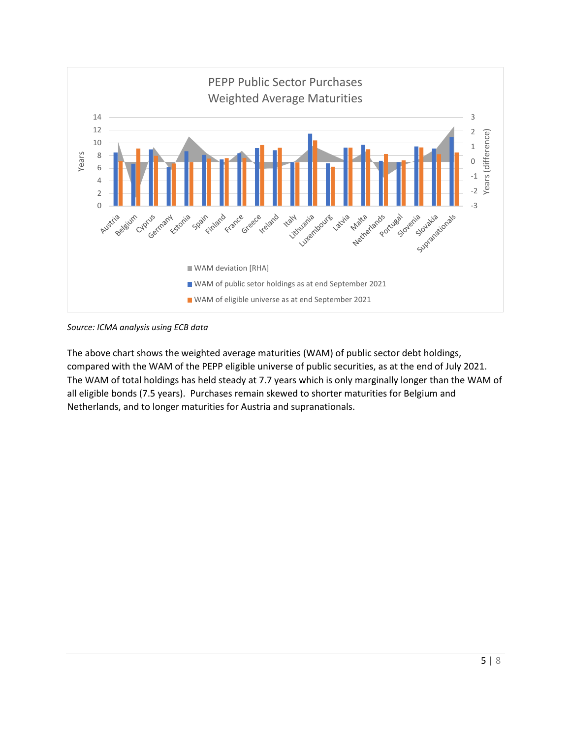PEPP Public Sector Purchases
Weighted Average Maturities

*Source: ICMA analysis using ECB data*

The above chart shows the weighted average maturities (WAM) of public sector debt holdings, compared with the WAM of the PEPP eligible universe of public securities, as at the end of July 2021. The WAM of total holdings has held steady at 7.7 years which is only marginally longer than the WAM of all eligible bonds (7.5 years). Purchases remain skewed to shorter maturities for Belgium and Netherlands, and to longer maturities for Austria and supranationals.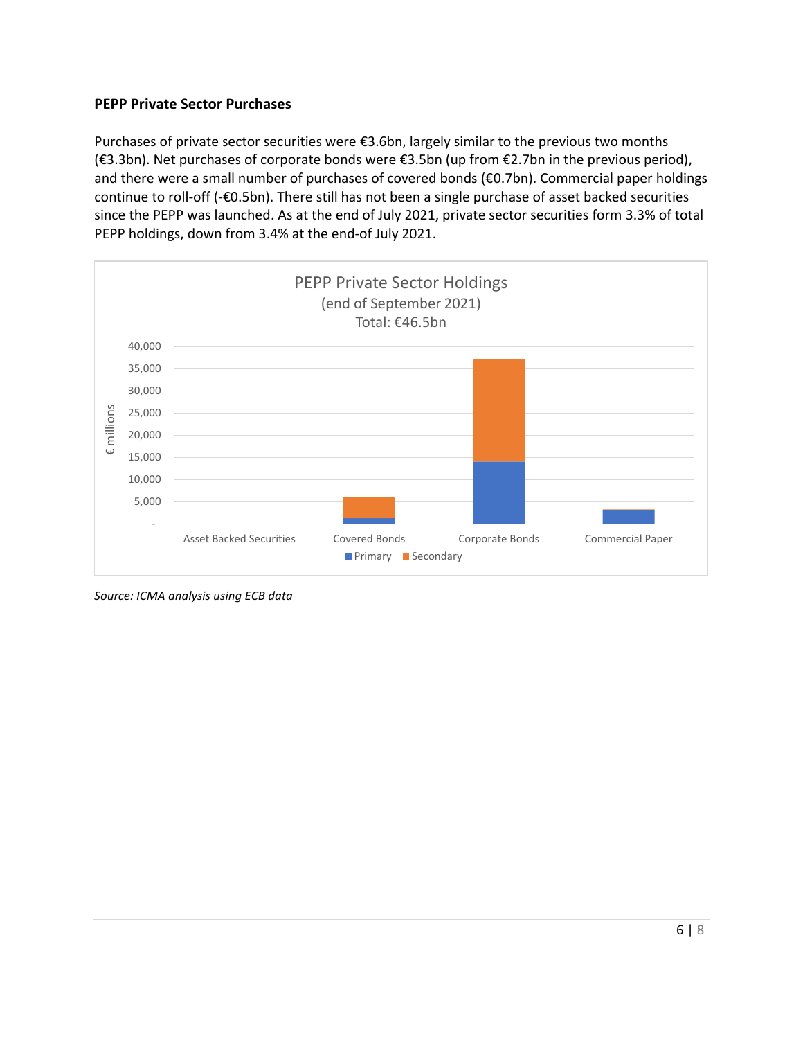**PEPP Private Sector Purchases**

Purchases of private sector securities were €3.6bn, largely similar to the previous two months (€3.3bn). Net purchases of corporate bonds were €3.5bn (up from €2.7bn in the previous period), and there were a small number of purchases of covered bonds (€0.7bn). Commercial paper holdings continue to roll-off (-€0.5bn). There still has not been a single purchase of asset backed securities since the PEPP was launched. As at the end of July 2021, private sector securities form 3.3% of total PEPP holdings, down from 3.4% at the end-of July 2021.

PEPP Private Sector Holdings
(end of September 2021)
Total: €46.5bn

*Source: ICMA analysis using ECB data*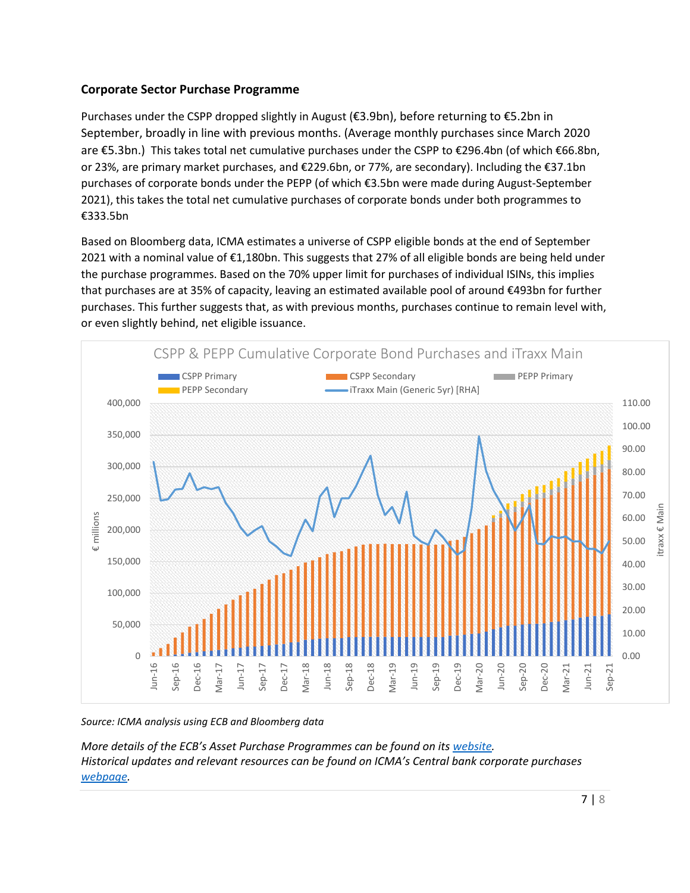**Corporate Sector Purchase Programme**

Purchases under the CSPP dropped slightly in August (€3.9bn), before returning to €5.2bn in September, broadly in line with previous months. (Average monthly purchases since March 2020 are €5.3bn.) This takes total net cumulative purchases under the CSPP to €296.4bn (of which €66.8bn, or 23%, are primary market purchases, and €229.6bn, or 77%, are secondary). Including the €37.1bn purchases of corporate bonds under the PEPP (of which €3.5bn were made during August-September 2021), this takes the total net cumulative purchases of corporate bonds under both programmes to €333.5bn

Based on Bloomberg data, ICMA estimates a universe of CSPP eligible bonds at the end of September 2021 with a nominal value of €1,180bn. This suggests that 27% of all eligible bonds are being held under the purchase programmes. Based on the 70% upper limit for purchases of individual ISINs, this implies that purchases are at 35% of capacity, leaving an estimated available pool of around €493bn for further purchases. This further suggests that, as with previous months, purchases continue to remain level with, or even slightly behind, net eligible issuance.

CSPP & PEPP Cumulative Corporate Bond Purchases and iTraxx Main

*Source: ICMA analysis using ECB and Bloomberg data*

*More details of the ECB's Asset Purchase Programmes can be found on its website.*
*Historical updates and relevant resources can be found on ICMA's Central bank corporate purchases webpage.*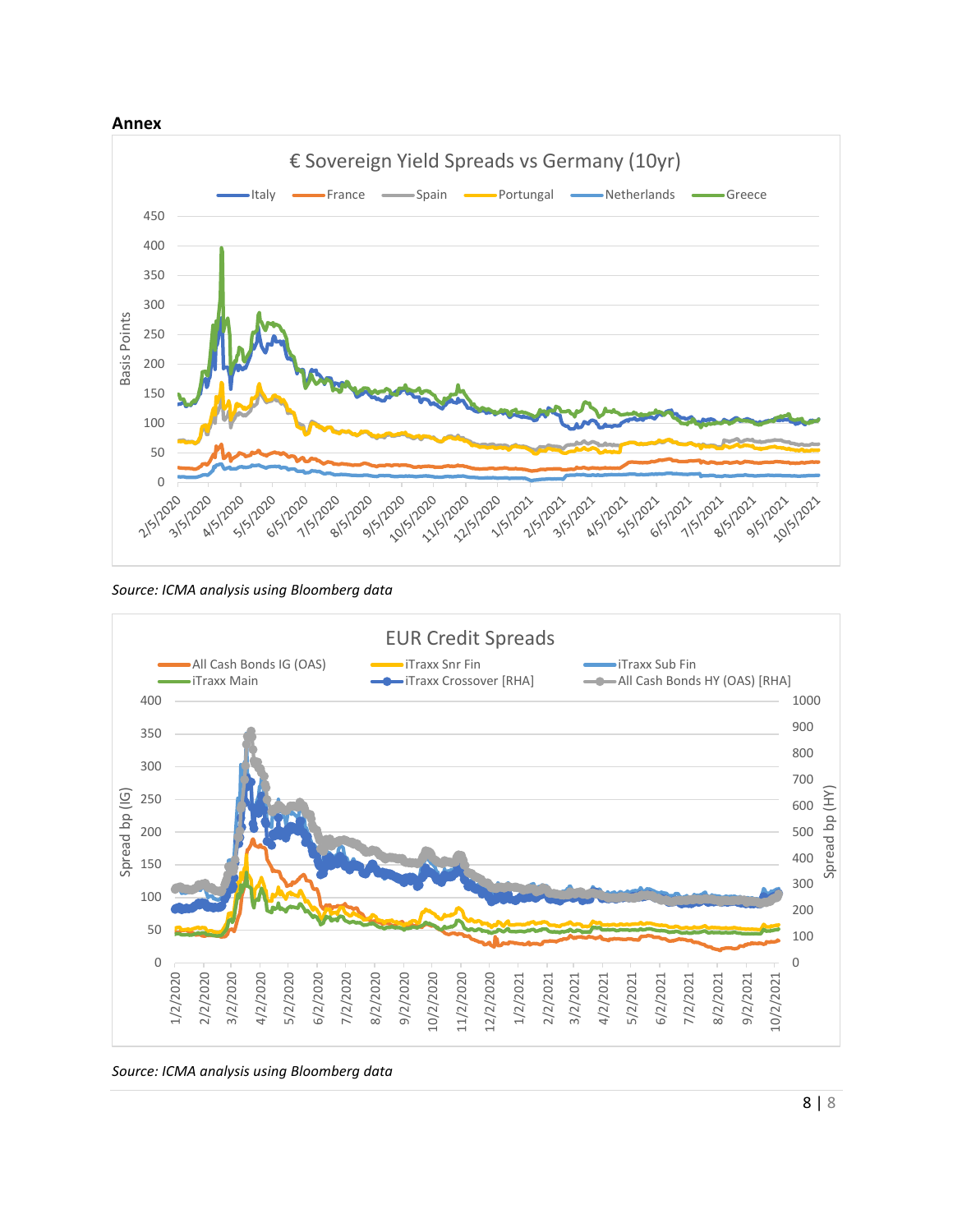**Annex**

€ Sovereign Yield Spreads vs Germany (10yr)

Italy
France
Spain
Portungal
Netherlands
Greece

Basis Points

450
400
350
300
250
200
150
100
50
0

2/5/2020
3/5/2020
4/5/2020
5/5/2020
6/5/2020
7/5/2020
8/5/2020
9/5/2020
10/5/2020
11/5/2020
12/5/2020
1/5/2021
2/5/2021
3/5/2021
4/5/2021
5/5/2021
6/5/2021
7/5/2021
8/5/2021
9/5/2021
10/5/2021

*Source: ICMA analysis using Bloomberg data*

EUR Credit Spreads

All Cash Bonds IG (OAS)
iTraxx Snr Fin
iTraxx Sub Fin
iTraxx Main
iTraxx Crossover [RHA]
All Cash Bonds HY (OAS) [RHA]

Spread bp (IG)

400
350
300
250
200
150
100
50
0

Spread bp (HY)

1000
900
800
700
600
500
400
300
200
100
0

1/2/2020
2/2/2020
3/2/2020
4/2/2020
5/2/2020
6/2/2020
7/2/2020
8/2/2020
9/2/2020
10/2/2020
11/2/2020
12/2/2020
1/2/2021
2/2/2021
3/2/2021
4/2/2021
5/2/2021
6/2/2021
7/2/2021
8/2/2021
9/2/2021
10/2/2021

*Source: ICMA analysis using Bloomberg data*